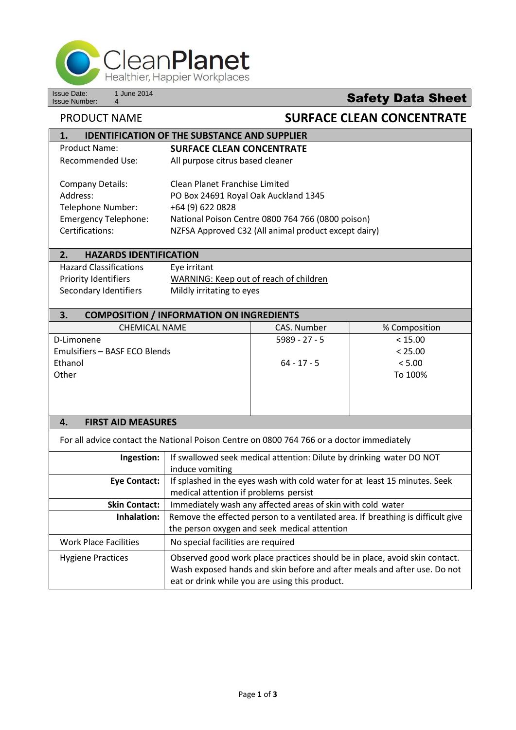CleanPlanet
Healthier, Happier Workplaces

Issue Date: 1 June 2014
Issue Number: 4

**Safety Data Sheet**

PRODUCT NAME **SURFACE CLEAN CONCENTRATE**

## 1. IDENTIFICATION OF THE SUBSTANCE AND SUPPLIER

| | |
|---|---|
| Product Name: | **SURFACE CLEAN CONCENTRATE** |
| Recommended Use: | All purpose citrus based cleaner |
| Company Details: | Clean Planet Franchise Limited |
| Address: | PO Box 24691 Royal Oak Auckland 1345 |
| Telephone Number: | +64 (9) 622 0828 |
| Emergency Telephone: | National Poison Centre 0800 764 766 (0800 poison) |
| Certifications: | NZFSA Approved C32 (All animal product except dairy) |

## 2. HAZARDS IDENTIFICATION

| | |
|---|---|
| Hazard Classifications | Eye irritant |
| Priority Identifiers | WARNING: Keep out of reach of children |
| Secondary Identifiers | Mildly irritating to eyes |

## 3. COMPOSITION / INFORMATION ON INGREDIENTS

| CHEMICAL NAME | CAS. Number | % Composition |
|---|---|---|
| D-Limonene | 5989 - 27 - 5 | < 15.00 |
| Emulsifiers – BASF ECO Blends | | < 25.00 |
| Ethanol | 64 - 17 - 5 | < 5.00 |
| Other | | To 100% |

## 4. FIRST AID MEASURES

For all advice contact the National Poison Centre on 0800 764 766 or a doctor immediately

| | |
|---|---|
| **Ingestion:** | If swallowed seek medical attention: Dilute by drinking water DO NOT induce vomiting |
| **Eye Contact:** | If splashed in the eyes wash with cold water for at least 15 minutes. Seek medical attention if problems persist |
| **Skin Contact:** | Immediately wash any affected areas of skin with cold water |
| **Inhalation:** | Remove the effected person to a ventilated area. If breathing is difficult give the person oxygen and seek medical attention |
| Work Place Facilities | No special facilities are required |
| Hygiene Practices | Observed good work place practices should be in place, avoid skin contact. Wash exposed hands and skin before and after meals and after use. Do not eat or drink while you are using this product. |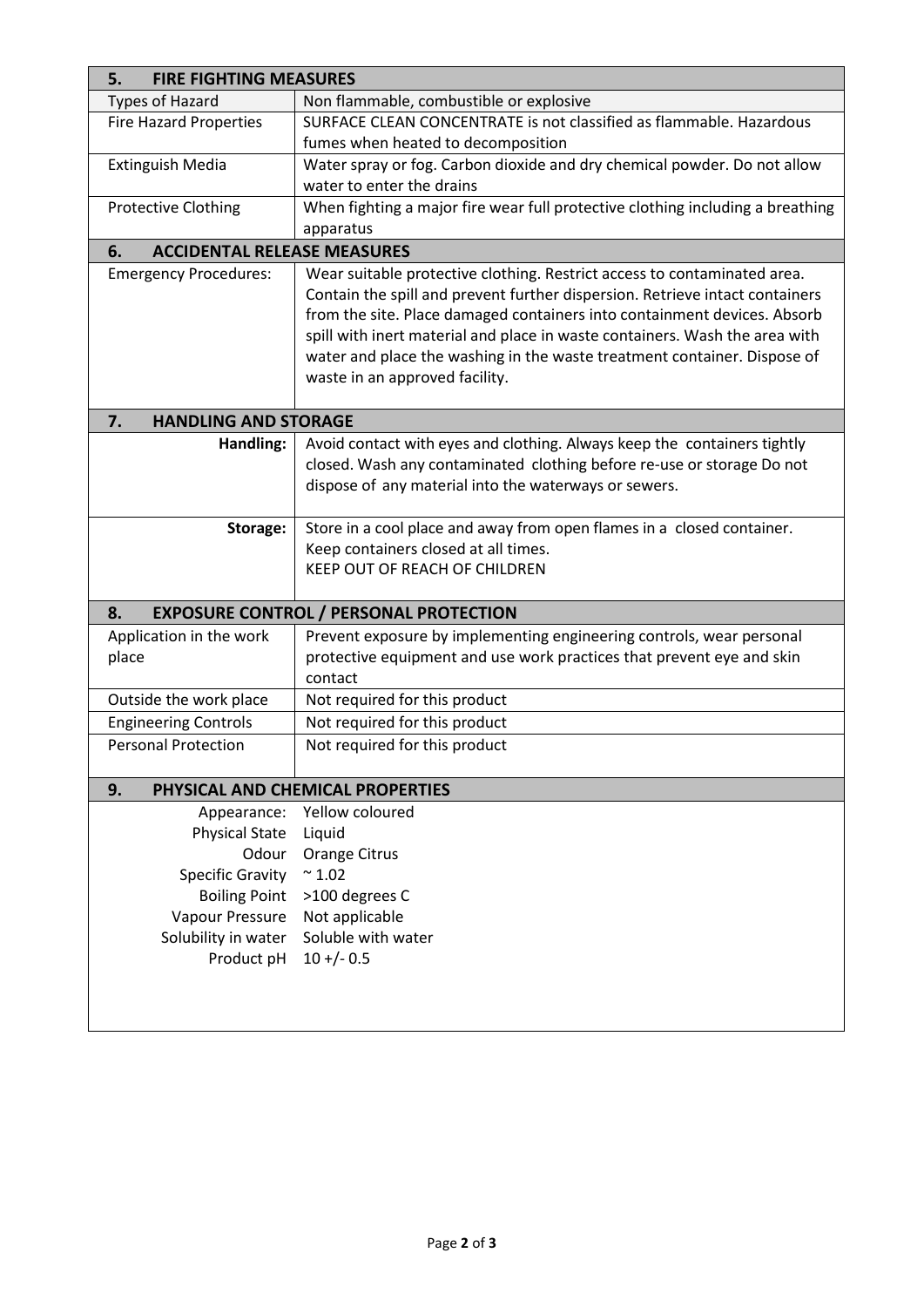## 5. FIRE FIGHTING MEASURES

| | |
|---|---|
| Types of Hazard | Non flammable, combustible or explosive |
| Fire Hazard Properties | SURFACE CLEAN CONCENTRATE is not classified as flammable. Hazardous fumes when heated to decomposition |
| Extinguish Media | Water spray or fog. Carbon dioxide and dry chemical powder. Do not allow water to enter the drains |
| Protective Clothing | When fighting a major fire wear full protective clothing including a breathing apparatus |

## 6. ACCIDENTAL RELEASE MEASURES

| | |
|---|---|
| Emergency Procedures: | Wear suitable protective clothing. Restrict access to contaminated area. Contain the spill and prevent further dispersion. Retrieve intact containers from the site. Place damaged containers into containment devices. Absorb spill with inert material and place in waste containers. Wash the area with water and place the washing in the waste treatment container. Dispose of waste in an approved facility. |

## 7. HANDLING AND STORAGE

| | |
|---|---|
| **Handling:** | Avoid contact with eyes and clothing. Always keep the containers tightly closed. Wash any contaminated clothing before re-use or storage Do not dispose of any material into the waterways or sewers. |
| **Storage:** | Store in a cool place and away from open flames in a closed container. Keep containers closed at all times. KEEP OUT OF REACH OF CHILDREN |

## 8. EXPOSURE CONTROL / PERSONAL PROTECTION

| | |
|---|---|
| Application in the work place | Prevent exposure by implementing engineering controls, wear personal protective equipment and use work practices that prevent eye and skin contact |
| Outside the work place | Not required for this product |
| Engineering Controls | Not required for this product |
| Personal Protection | Not required for this product |

## 9. PHYSICAL AND CHEMICAL PROPERTIES

| | |
|---|---|
| Appearance: | Yellow coloured |
| Physical State | Liquid |
| Odour | Orange Citrus |
| Specific Gravity | ~ 1.02 |
| Boiling Point | >100 degrees C |
| Vapour Pressure | Not applicable |
| Solubility in water | Soluble with water |
| Product pH | 10 +/- 0.5 |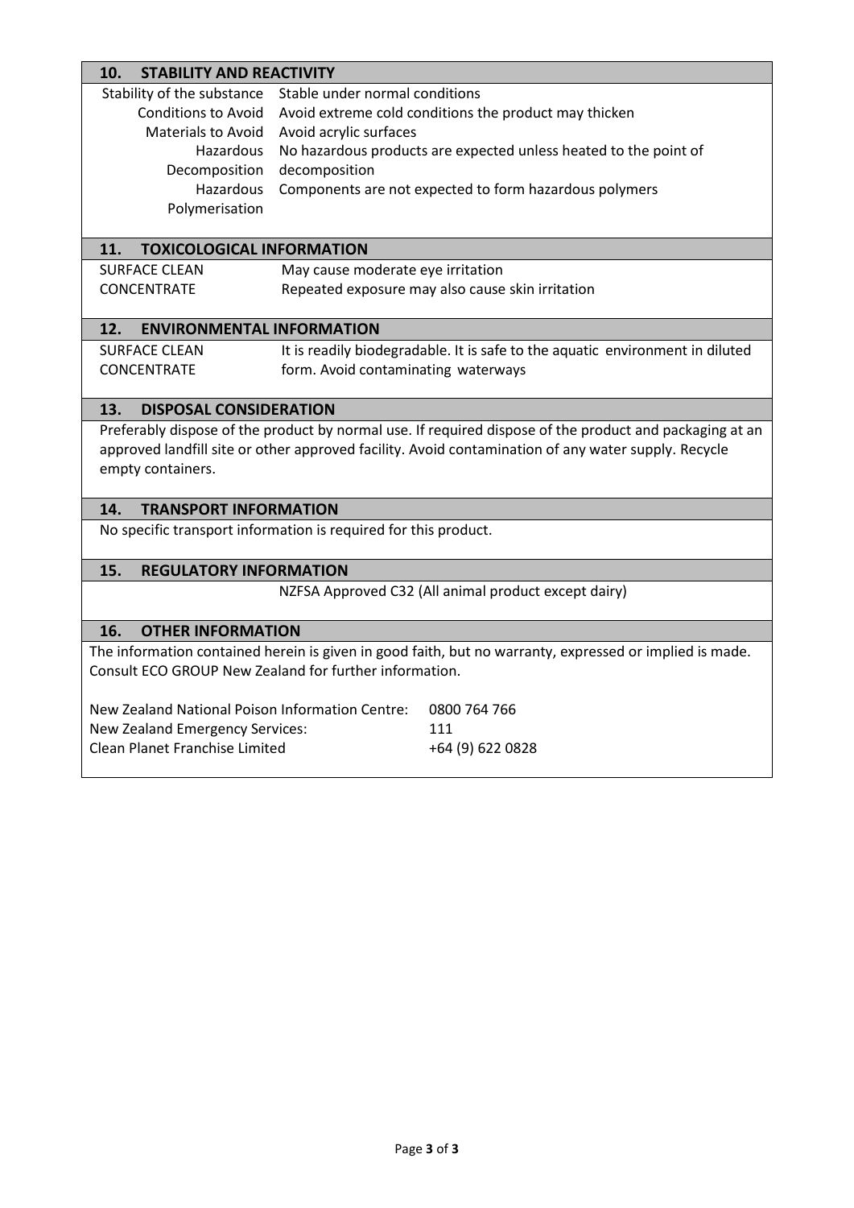## 10. STABILITY AND REACTIVITY

| | |
|---|---|
| Stability of the substance | Stable under normal conditions |
| Conditions to Avoid | Avoid extreme cold conditions the product may thicken |
| Materials to Avoid | Avoid acrylic surfaces |
| Hazardous Decomposition | No hazardous products are expected unless heated to the point of decomposition |
| Hazardous Polymerisation | Components are not expected to form hazardous polymers |

## 11. TOXICOLOGICAL INFORMATION

| | |
|---|---|
| SURFACE CLEAN CONCENTRATE | May cause moderate eye irritation<br>Repeated exposure may also cause skin irritation |

## 12. ENVIRONMENTAL INFORMATION

| | |
|---|---|
| SURFACE CLEAN CONCENTRATE | It is readily biodegradable. It is safe to the aquatic environment in diluted form. Avoid contaminating waterways |

## 13. DISPOSAL CONSIDERATION

Preferably dispose of the product by normal use. If required dispose of the product and packaging at an approved landfill site or other approved facility. Avoid contamination of any water supply. Recycle empty containers.

## 14. TRANSPORT INFORMATION

No specific transport information is required for this product.

## 15. REGULATORY INFORMATION

NZFSA Approved C32 (All animal product except dairy)

## 16. OTHER INFORMATION

The information contained herein is given in good faith, but no warranty, expressed or implied is made. Consult ECO GROUP New Zealand for further information.

| | |
|---|---|
| New Zealand National Poison Information Centre: | 0800 764 766 |
| New Zealand Emergency Services: | 111 |
| Clean Planet Franchise Limited | +64 (9) 622 0828 |